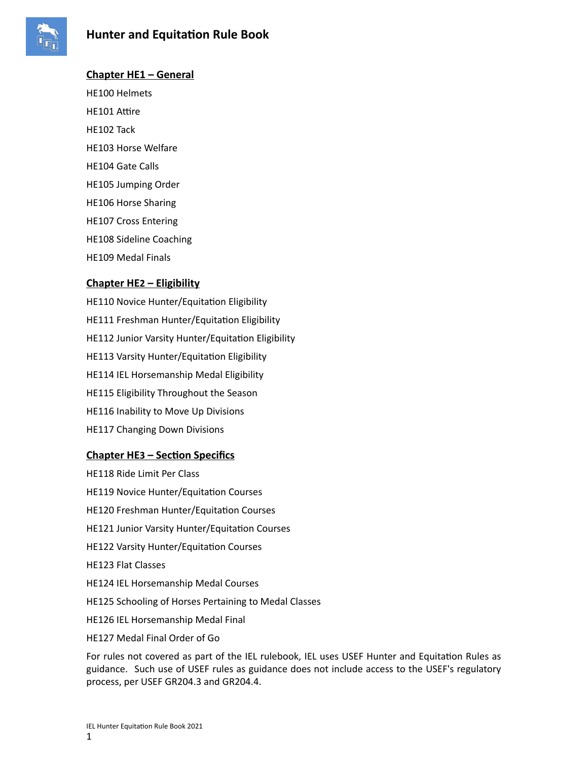# Hunter and Equitation Rule Book

## Chapter HE1 – General

HE100 Helmets

HE101 Attire

HE102 Tack

HE103 Horse Welfare

HE104 Gate Calls

HE105 Jumping Order

HE106 Horse Sharing

HE107 Cross Entering

HE108 Sideline Coaching

HE109 Medal Finals

## Chapter HE2 – Eligibility

HE110 Novice Hunter/Equitation Eligibility

HE111 Freshman Hunter/Equitation Eligibility

HE112 Junior Varsity Hunter/Equitation Eligibility

HE113 Varsity Hunter/Equitation Eligibility

HE114 IEL Horsemanship Medal Eligibility

HE115 Eligibility Throughout the Season

HE116 Inability to Move Up Divisions

HE117 Changing Down Divisions

## Chapter HE3 – Section Specifics

HE118 Ride Limit Per Class

HE119 Novice Hunter/Equitation Courses

HE120 Freshman Hunter/Equitation Courses

HE121 Junior Varsity Hunter/Equitation Courses

HE122 Varsity Hunter/Equitation Courses

HE123 Flat Classes

HE124 IEL Horsemanship Medal Courses

HE125 Schooling of Horses Pertaining to Medal Classes

HE126 IEL Horsemanship Medal Final

HE127 Medal Final Order of Go

For rules not covered as part of the IEL rulebook, IEL uses USEF Hunter and Equitation Rules as guidance. Such use of USEF rules as guidance does not include access to the USEF's regulatory process, per USEF GR204.3 and GR204.4.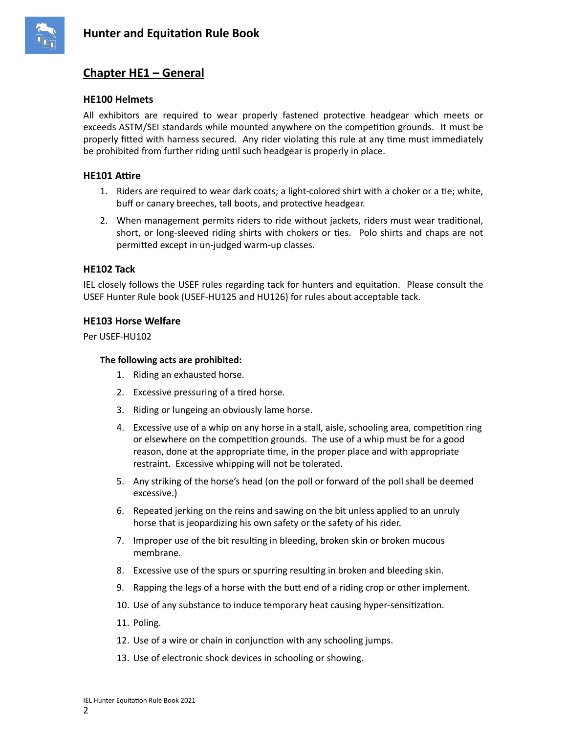## Chapter HE1 – General

### HE100 Helmets

All exhibitors are required to wear properly fastened protective headgear which meets or exceeds ASTM/SEI standards while mounted anywhere on the competition grounds. It must be properly fitted with harness secured. Any rider violating this rule at any time must immediately be prohibited from further riding until such headgear is properly in place.

### HE101 Attire

1. Riders are required to wear dark coats; a light-colored shirt with a choker or a tie; white, buff or canary breeches, tall boots, and protective headgear.
2. When management permits riders to ride without jackets, riders must wear traditional, short, or long-sleeved riding shirts with chokers or ties. Polo shirts and chaps are not permitted except in un-judged warm-up classes.

### HE102 Tack

IEL closely follows the USEF rules regarding tack for hunters and equitation. Please consult the USEF Hunter Rule book (USEF-HU125 and HU126) for rules about acceptable tack.

### HE103 Horse Welfare

Per USEF-HU102

**The following acts are prohibited:**

1. Riding an exhausted horse.
2. Excessive pressuring of a tired horse.
3. Riding or lungeing an obviously lame horse.
4. Excessive use of a whip on any horse in a stall, aisle, schooling area, competition ring or elsewhere on the competition grounds. The use of a whip must be for a good reason, done at the appropriate time, in the proper place and with appropriate restraint. Excessive whipping will not be tolerated.
5. Any striking of the horse's head (on the poll or forward of the poll shall be deemed excessive.)
6. Repeated jerking on the reins and sawing on the bit unless applied to an unruly horse that is jeopardizing his own safety or the safety of his rider.
7. Improper use of the bit resulting in bleeding, broken skin or broken mucous membrane.
8. Excessive use of the spurs or spurring resulting in broken and bleeding skin.
9. Rapping the legs of a horse with the butt end of a riding crop or other implement.
10. Use of any substance to induce temporary heat causing hyper-sensitization.
11. Poling.
12. Use of a wire or chain in conjunction with any schooling jumps.
13. Use of electronic shock devices in schooling or showing.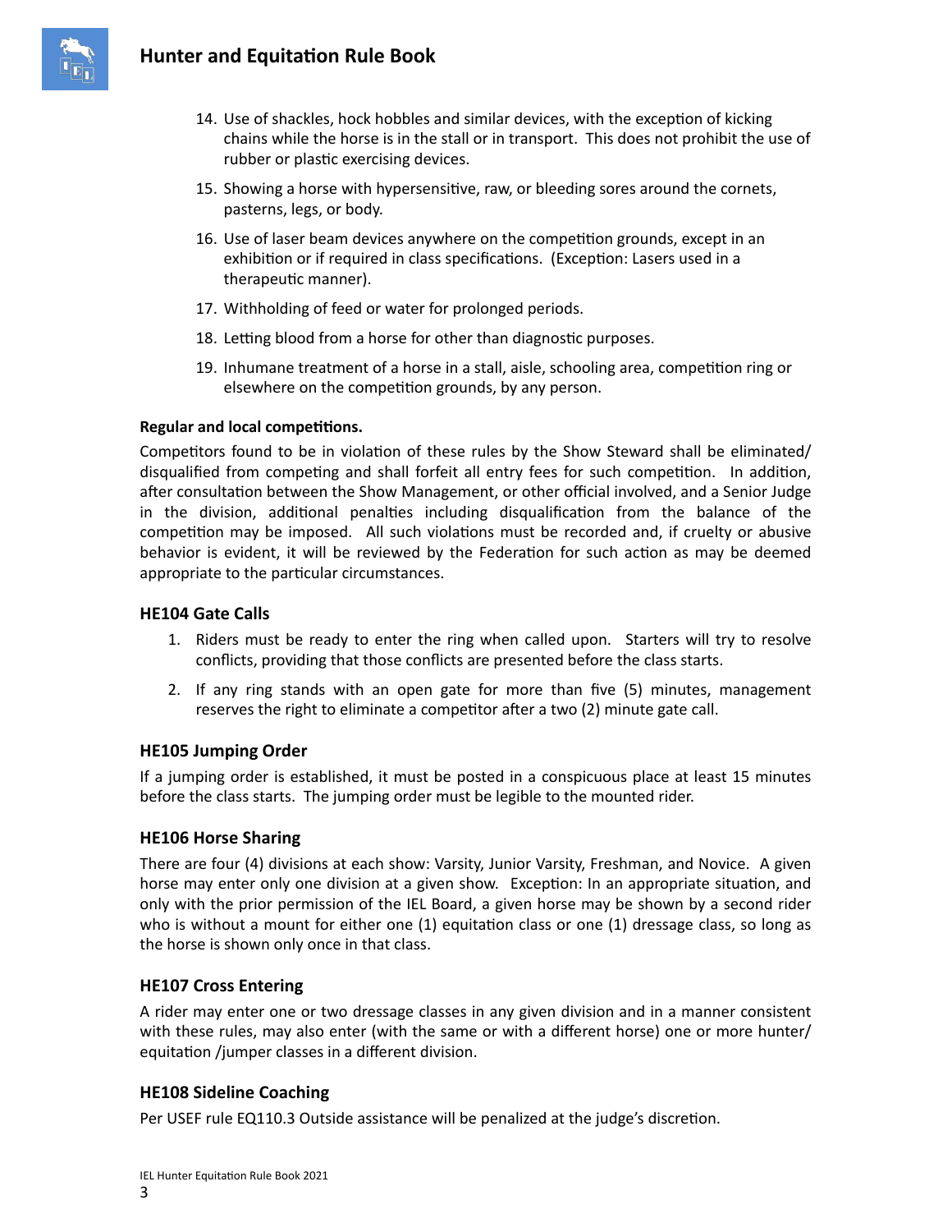14. Use of shackles, hock hobbles and similar devices, with the exception of kicking chains while the horse is in the stall or in transport. This does not prohibit the use of rubber or plastic exercising devices.
15. Showing a horse with hypersensitive, raw, or bleeding sores around the cornets, pasterns, legs, or body.
16. Use of laser beam devices anywhere on the competition grounds, except in an exhibition or if required in class specifications. (Exception: Lasers used in a therapeutic manner).
17. Withholding of feed or water for prolonged periods.
18. Letting blood from a horse for other than diagnostic purposes.
19. Inhumane treatment of a horse in a stall, aisle, schooling area, competition ring or elsewhere on the competition grounds, by any person.

**Regular and local competitions.**

Competitors found to be in violation of these rules by the Show Steward shall be eliminated/ disqualified from competing and shall forfeit all entry fees for such competition. In addition, after consultation between the Show Management, or other official involved, and a Senior Judge in the division, additional penalties including disqualification from the balance of the competition may be imposed. All such violations must be recorded and, if cruelty or abusive behavior is evident, it will be reviewed by the Federation for such action as may be deemed appropriate to the particular circumstances.

### HE104 Gate Calls

1. Riders must be ready to enter the ring when called upon. Starters will try to resolve conflicts, providing that those conflicts are presented before the class starts.
2. If any ring stands with an open gate for more than five (5) minutes, management reserves the right to eliminate a competitor after a two (2) minute gate call.

### HE105 Jumping Order

If a jumping order is established, it must be posted in a conspicuous place at least 15 minutes before the class starts. The jumping order must be legible to the mounted rider.

### HE106 Horse Sharing

There are four (4) divisions at each show: Varsity, Junior Varsity, Freshman, and Novice. A given horse may enter only one division at a given show. Exception: In an appropriate situation, and only with the prior permission of the IEL Board, a given horse may be shown by a second rider who is without a mount for either one (1) equitation class or one (1) dressage class, so long as the horse is shown only once in that class.

### HE107 Cross Entering

A rider may enter one or two dressage classes in any given division and in a manner consistent with these rules, may also enter (with the same or with a different horse) one or more hunter/ equitation /jumper classes in a different division.

### HE108 Sideline Coaching

Per USEF rule EQ110.3 Outside assistance will be penalized at the judge's discretion.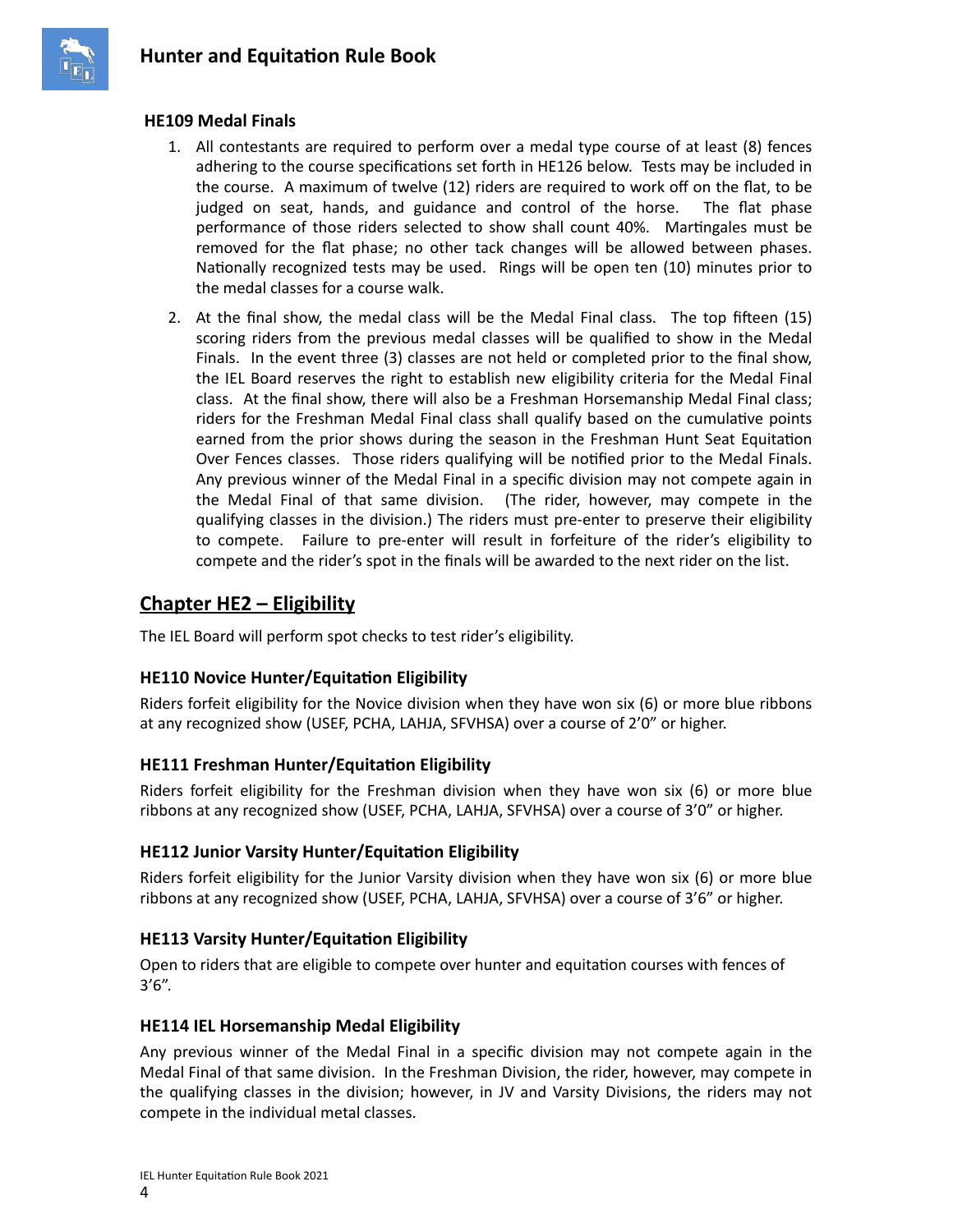### HE109 Medal Finals

1. All contestants are required to perform over a medal type course of at least (8) fences adhering to the course specifications set forth in HE126 below. Tests may be included in the course. A maximum of twelve (12) riders are required to work off on the flat, to be judged on seat, hands, and guidance and control of the horse. The flat phase performance of those riders selected to show shall count 40%. Martingales must be removed for the flat phase; no other tack changes will be allowed between phases. Nationally recognized tests may be used. Rings will be open ten (10) minutes prior to the medal classes for a course walk.
2. At the final show, the medal class will be the Medal Final class. The top fifteen (15) scoring riders from the previous medal classes will be qualified to show in the Medal Finals. In the event three (3) classes are not held or completed prior to the final show, the IEL Board reserves the right to establish new eligibility criteria for the Medal Final class. At the final show, there will also be a Freshman Horsemanship Medal Final class; riders for the Freshman Medal Final class shall qualify based on the cumulative points earned from the prior shows during the season in the Freshman Hunt Seat Equitation Over Fences classes. Those riders qualifying will be notified prior to the Medal Finals. Any previous winner of the Medal Final in a specific division may not compete again in the Medal Final of that same division. (The rider, however, may compete in the qualifying classes in the division.) The riders must pre-enter to preserve their eligibility to compete. Failure to pre-enter will result in forfeiture of the rider's eligibility to compete and the rider's spot in the finals will be awarded to the next rider on the list.

## Chapter HE2 – Eligibility

The IEL Board will perform spot checks to test rider's eligibility.

### HE110 Novice Hunter/Equitation Eligibility

Riders forfeit eligibility for the Novice division when they have won six (6) or more blue ribbons at any recognized show (USEF, PCHA, LAHJA, SFVHSA) over a course of 2'0" or higher.

### HE111 Freshman Hunter/Equitation Eligibility

Riders forfeit eligibility for the Freshman division when they have won six (6) or more blue ribbons at any recognized show (USEF, PCHA, LAHJA, SFVHSA) over a course of 3'0" or higher.

### HE112 Junior Varsity Hunter/Equitation Eligibility

Riders forfeit eligibility for the Junior Varsity division when they have won six (6) or more blue ribbons at any recognized show (USEF, PCHA, LAHJA, SFVHSA) over a course of 3'6" or higher.

### HE113 Varsity Hunter/Equitation Eligibility

Open to riders that are eligible to compete over hunter and equitation courses with fences of 3'6".

### HE114 IEL Horsemanship Medal Eligibility

Any previous winner of the Medal Final in a specific division may not compete again in the Medal Final of that same division. In the Freshman Division, the rider, however, may compete in the qualifying classes in the division; however, in JV and Varsity Divisions, the riders may not compete in the individual metal classes.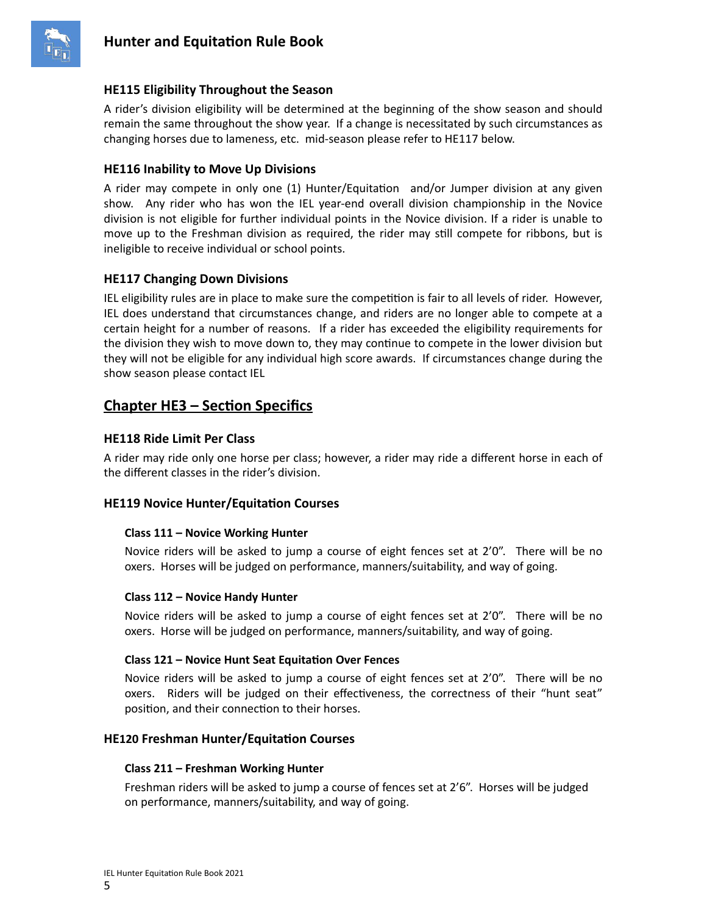### HE115 Eligibility Throughout the Season

A rider's division eligibility will be determined at the beginning of the show season and should remain the same throughout the show year. If a change is necessitated by such circumstances as changing horses due to lameness, etc. mid-season please refer to HE117 below.

### HE116 Inability to Move Up Divisions

A rider may compete in only one (1) Hunter/Equitation and/or Jumper division at any given show. Any rider who has won the IEL year-end overall division championship in the Novice division is not eligible for further individual points in the Novice division. If a rider is unable to move up to the Freshman division as required, the rider may still compete for ribbons, but is ineligible to receive individual or school points.

### HE117 Changing Down Divisions

IEL eligibility rules are in place to make sure the competition is fair to all levels of rider. However, IEL does understand that circumstances change, and riders are no longer able to compete at a certain height for a number of reasons. If a rider has exceeded the eligibility requirements for the division they wish to move down to, they may continue to compete in the lower division but they will not be eligible for any individual high score awards. If circumstances change during the show season please contact IEL

## Chapter HE3 – Section Specifics

### HE118 Ride Limit Per Class

A rider may ride only one horse per class; however, a rider may ride a different horse in each of the different classes in the rider's division.

### HE119 Novice Hunter/Equitation Courses

#### Class 111 – Novice Working Hunter

Novice riders will be asked to jump a course of eight fences set at 2'0". There will be no oxers. Horses will be judged on performance, manners/suitability, and way of going.

#### Class 112 – Novice Handy Hunter

Novice riders will be asked to jump a course of eight fences set at 2'0". There will be no oxers. Horse will be judged on performance, manners/suitability, and way of going.

#### Class 121 – Novice Hunt Seat Equitation Over Fences

Novice riders will be asked to jump a course of eight fences set at 2'0". There will be no oxers. Riders will be judged on their effectiveness, the correctness of their "hunt seat" position, and their connection to their horses.

### HE120 Freshman Hunter/Equitation Courses

#### Class 211 – Freshman Working Hunter

Freshman riders will be asked to jump a course of fences set at 2'6". Horses will be judged on performance, manners/suitability, and way of going.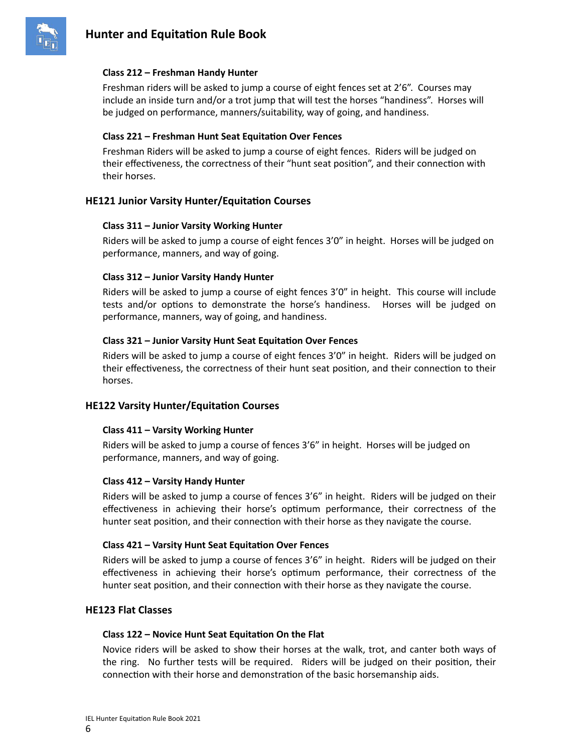#### Class 212 – Freshman Handy Hunter

Freshman riders will be asked to jump a course of eight fences set at 2'6". Courses may include an inside turn and/or a trot jump that will test the horses "handiness". Horses will be judged on performance, manners/suitability, way of going, and handiness.

#### Class 221 – Freshman Hunt Seat Equitation Over Fences

Freshman Riders will be asked to jump a course of eight fences. Riders will be judged on their effectiveness, the correctness of their "hunt seat position", and their connection with their horses.

### HE121 Junior Varsity Hunter/Equitation Courses

#### Class 311 – Junior Varsity Working Hunter

Riders will be asked to jump a course of eight fences 3'0" in height. Horses will be judged on performance, manners, and way of going.

#### Class 312 – Junior Varsity Handy Hunter

Riders will be asked to jump a course of eight fences 3'0" in height. This course will include tests and/or options to demonstrate the horse's handiness. Horses will be judged on performance, manners, way of going, and handiness.

#### Class 321 – Junior Varsity Hunt Seat Equitation Over Fences

Riders will be asked to jump a course of eight fences 3'0" in height. Riders will be judged on their effectiveness, the correctness of their hunt seat position, and their connection to their horses.

### HE122 Varsity Hunter/Equitation Courses

#### Class 411 – Varsity Working Hunter

Riders will be asked to jump a course of fences 3'6" in height. Horses will be judged on performance, manners, and way of going.

#### Class 412 – Varsity Handy Hunter

Riders will be asked to jump a course of fences 3'6" in height. Riders will be judged on their effectiveness in achieving their horse's optimum performance, their correctness of the hunter seat position, and their connection with their horse as they navigate the course.

#### Class 421 – Varsity Hunt Seat Equitation Over Fences

Riders will be asked to jump a course of fences 3'6" in height. Riders will be judged on their effectiveness in achieving their horse's optimum performance, their correctness of the hunter seat position, and their connection with their horse as they navigate the course.

### HE123 Flat Classes

#### Class 122 – Novice Hunt Seat Equitation On the Flat

Novice riders will be asked to show their horses at the walk, trot, and canter both ways of the ring. No further tests will be required. Riders will be judged on their position, their connection with their horse and demonstration of the basic horsemanship aids.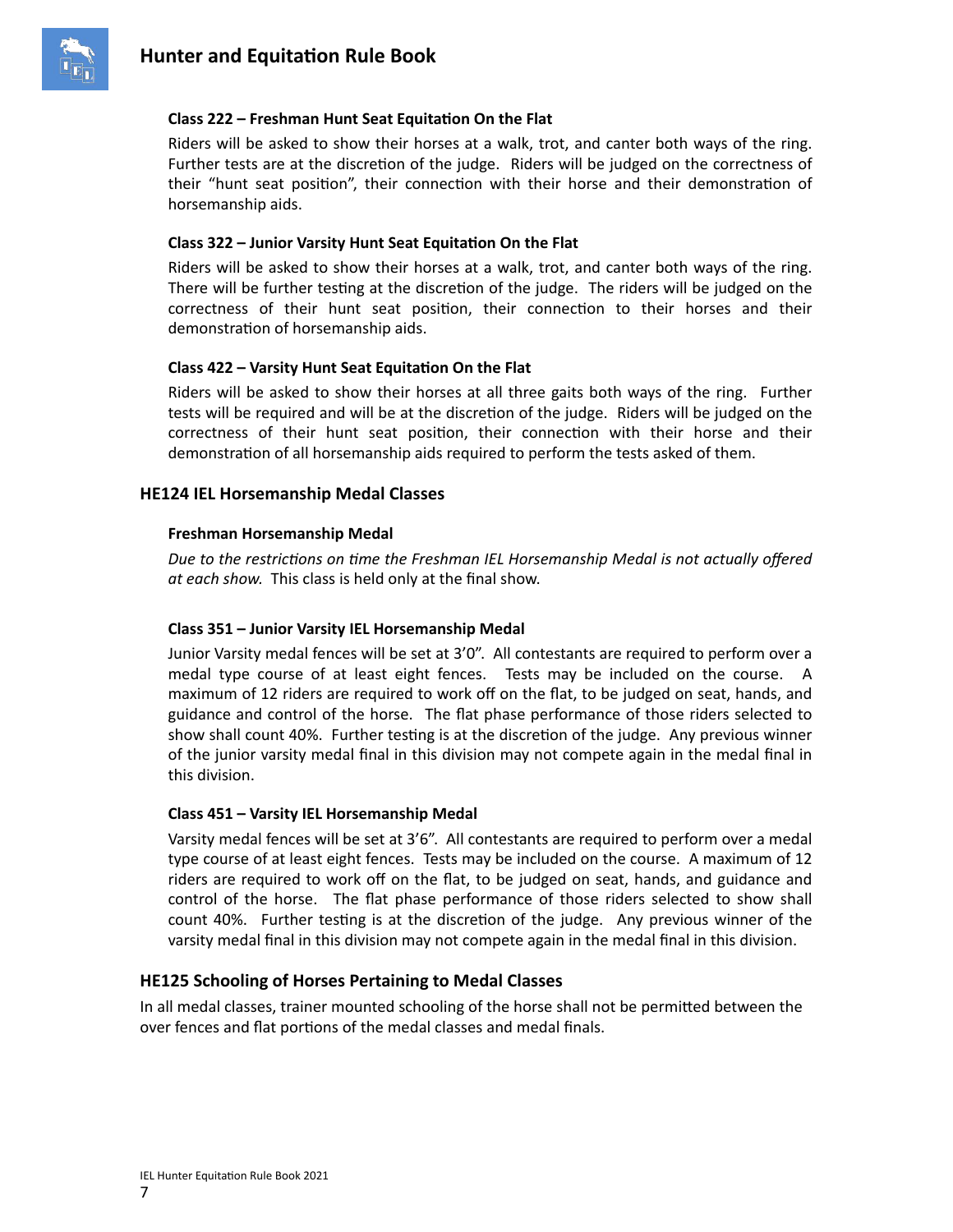#### Class 222 – Freshman Hunt Seat Equitation On the Flat

Riders will be asked to show their horses at a walk, trot, and canter both ways of the ring. Further tests are at the discretion of the judge. Riders will be judged on the correctness of their "hunt seat position", their connection with their horse and their demonstration of horsemanship aids.

#### Class 322 – Junior Varsity Hunt Seat Equitation On the Flat

Riders will be asked to show their horses at a walk, trot, and canter both ways of the ring. There will be further testing at the discretion of the judge. The riders will be judged on the correctness of their hunt seat position, their connection to their horses and their demonstration of horsemanship aids.

#### Class 422 – Varsity Hunt Seat Equitation On the Flat

Riders will be asked to show their horses at all three gaits both ways of the ring. Further tests will be required and will be at the discretion of the judge. Riders will be judged on the correctness of their hunt seat position, their connection with their horse and their demonstration of all horsemanship aids required to perform the tests asked of them.

### HE124 IEL Horsemanship Medal Classes

#### Freshman Horsemanship Medal

*Due to the restrictions on time the Freshman IEL Horsemanship Medal is not actually offered at each show.* This class is held only at the final show.

#### Class 351 – Junior Varsity IEL Horsemanship Medal

Junior Varsity medal fences will be set at 3'0". All contestants are required to perform over a medal type course of at least eight fences. Tests may be included on the course. A maximum of 12 riders are required to work off on the flat, to be judged on seat, hands, and guidance and control of the horse. The flat phase performance of those riders selected to show shall count 40%. Further testing is at the discretion of the judge. Any previous winner of the junior varsity medal final in this division may not compete again in the medal final in this division.

#### Class 451 – Varsity IEL Horsemanship Medal

Varsity medal fences will be set at 3'6". All contestants are required to perform over a medal type course of at least eight fences. Tests may be included on the course. A maximum of 12 riders are required to work off on the flat, to be judged on seat, hands, and guidance and control of the horse. The flat phase performance of those riders selected to show shall count 40%. Further testing is at the discretion of the judge. Any previous winner of the varsity medal final in this division may not compete again in the medal final in this division.

### HE125 Schooling of Horses Pertaining to Medal Classes

In all medal classes, trainer mounted schooling of the horse shall not be permitted between the over fences and flat portions of the medal classes and medal finals.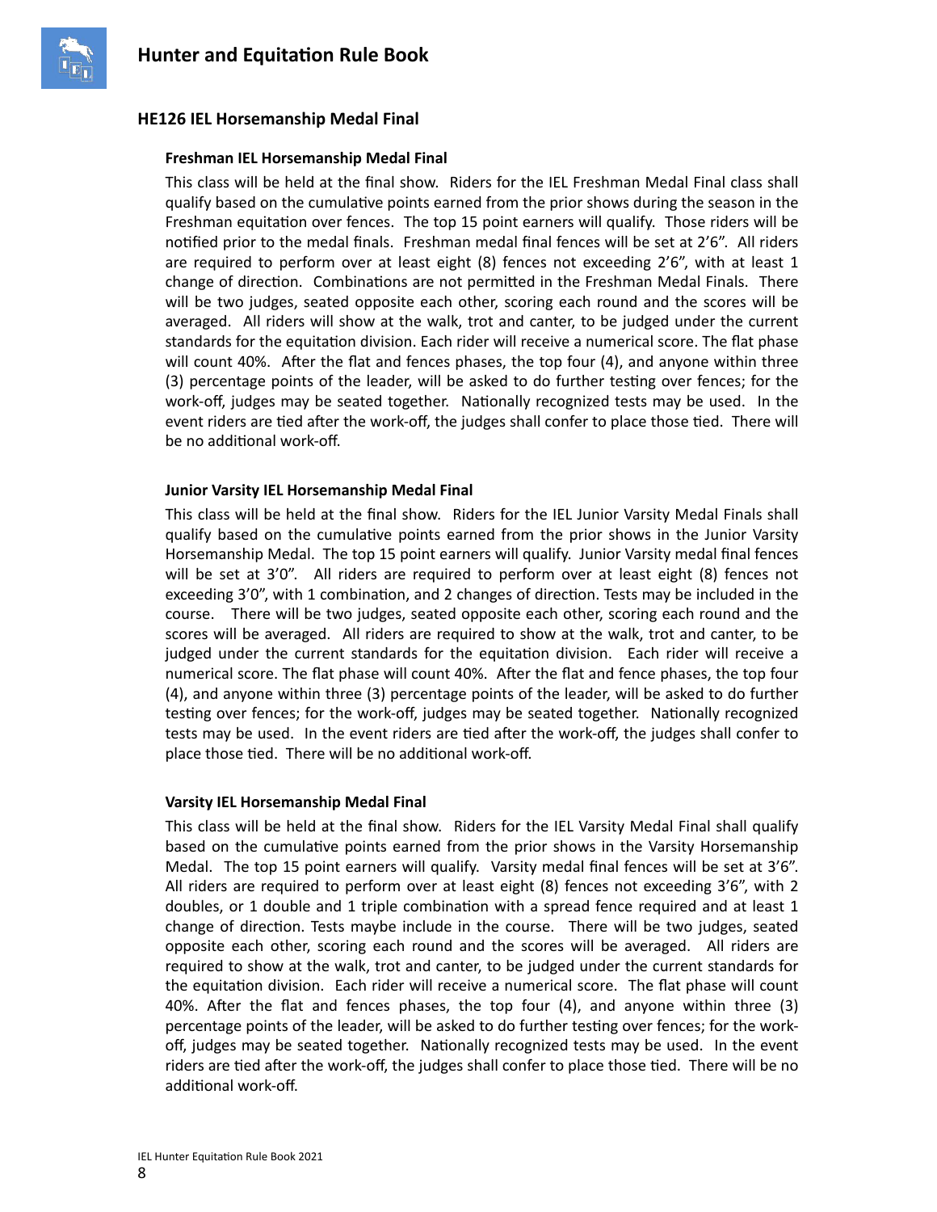## HE126 IEL Horsemanship Medal Final

### Freshman IEL Horsemanship Medal Final

This class will be held at the final show. Riders for the IEL Freshman Medal Final class shall qualify based on the cumulative points earned from the prior shows during the season in the Freshman equitation over fences. The top 15 point earners will qualify. Those riders will be notified prior to the medal finals. Freshman medal final fences will be set at 2'6". All riders are required to perform over at least eight (8) fences not exceeding 2'6", with at least 1 change of direction. Combinations are not permitted in the Freshman Medal Finals. There will be two judges, seated opposite each other, scoring each round and the scores will be averaged. All riders will show at the walk, trot and canter, to be judged under the current standards for the equitation division. Each rider will receive a numerical score. The flat phase will count 40%. After the flat and fences phases, the top four (4), and anyone within three (3) percentage points of the leader, will be asked to do further testing over fences; for the work-off, judges may be seated together. Nationally recognized tests may be used. In the event riders are tied after the work-off, the judges shall confer to place those tied. There will be no additional work-off.

### Junior Varsity IEL Horsemanship Medal Final

This class will be held at the final show. Riders for the IEL Junior Varsity Medal Finals shall qualify based on the cumulative points earned from the prior shows in the Junior Varsity Horsemanship Medal. The top 15 point earners will qualify. Junior Varsity medal final fences will be set at 3'0". All riders are required to perform over at least eight (8) fences not exceeding 3'0", with 1 combination, and 2 changes of direction. Tests may be included in the course. There will be two judges, seated opposite each other, scoring each round and the scores will be averaged. All riders are required to show at the walk, trot and canter, to be judged under the current standards for the equitation division. Each rider will receive a numerical score. The flat phase will count 40%. After the flat and fence phases, the top four (4), and anyone within three (3) percentage points of the leader, will be asked to do further testing over fences; for the work-off, judges may be seated together. Nationally recognized tests may be used. In the event riders are tied after the work-off, the judges shall confer to place those tied. There will be no additional work-off.

### Varsity IEL Horsemanship Medal Final

This class will be held at the final show. Riders for the IEL Varsity Medal Final shall qualify based on the cumulative points earned from the prior shows in the Varsity Horsemanship Medal. The top 15 point earners will qualify. Varsity medal final fences will be set at 3'6". All riders are required to perform over at least eight (8) fences not exceeding 3'6", with 2 doubles, or 1 double and 1 triple combination with a spread fence required and at least 1 change of direction. Tests maybe include in the course. There will be two judges, seated opposite each other, scoring each round and the scores will be averaged. All riders are required to show at the walk, trot and canter, to be judged under the current standards for the equitation division. Each rider will receive a numerical score. The flat phase will count 40%. After the flat and fences phases, the top four (4), and anyone within three (3) percentage points of the leader, will be asked to do further testing over fences; for the work-off, judges may be seated together. Nationally recognized tests may be used. In the event riders are tied after the work-off, the judges shall confer to place those tied. There will be no additional work-off.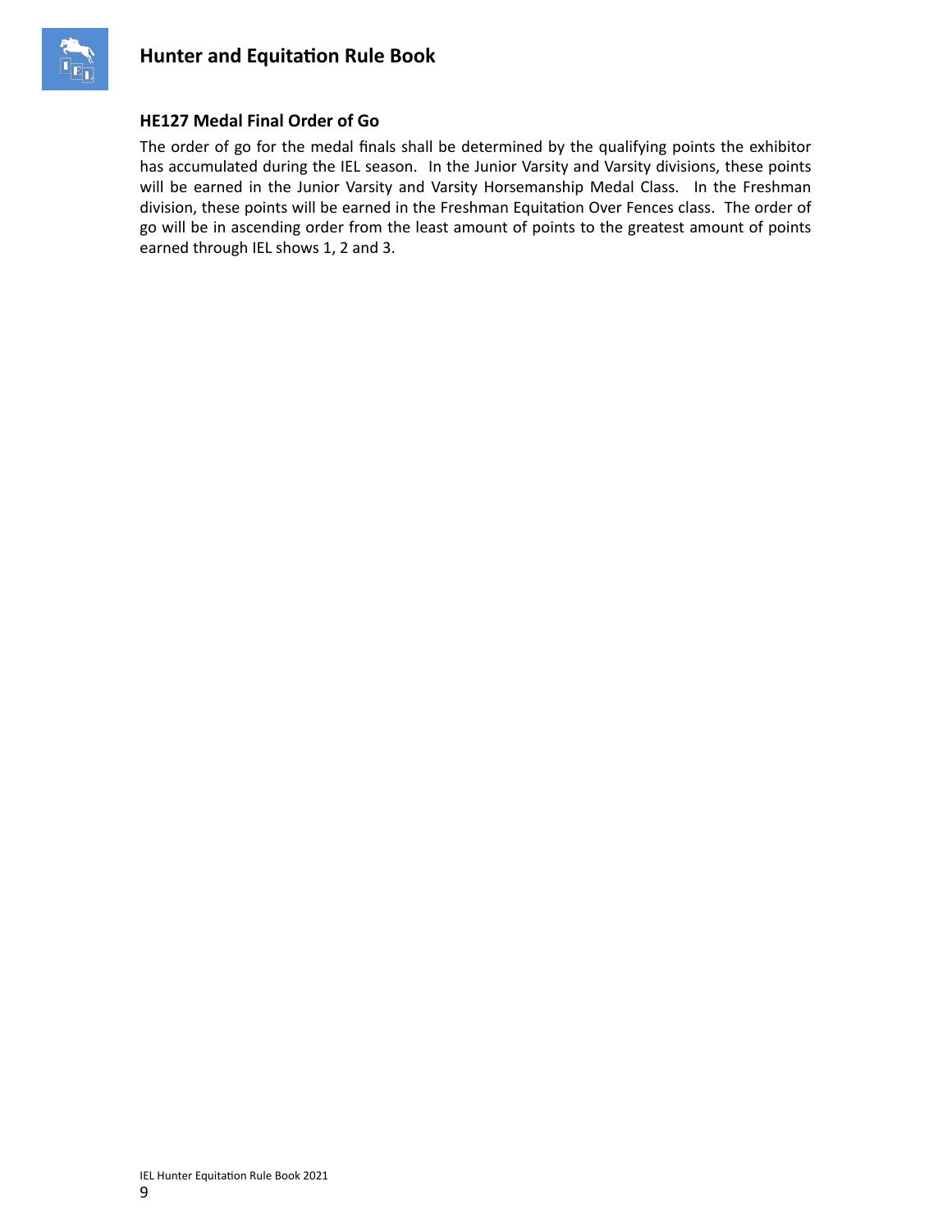### HE127 Medal Final Order of Go

The order of go for the medal finals shall be determined by the qualifying points the exhibitor has accumulated during the IEL season. In the Junior Varsity and Varsity divisions, these points will be earned in the Junior Varsity and Varsity Horsemanship Medal Class. In the Freshman division, these points will be earned in the Freshman Equitation Over Fences class. The order of go will be in ascending order from the least amount of points to the greatest amount of points earned through IEL shows 1, 2 and 3.